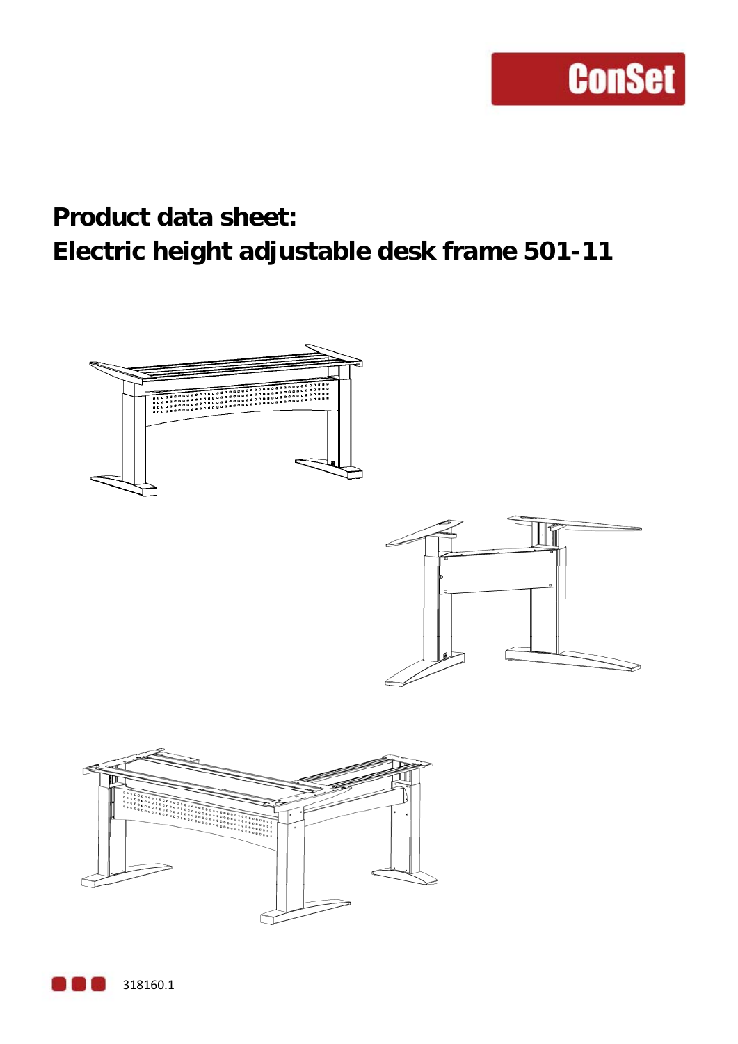ConSet

# Product data sheet:
# Electric height adjustable desk frame 501-11

318160.1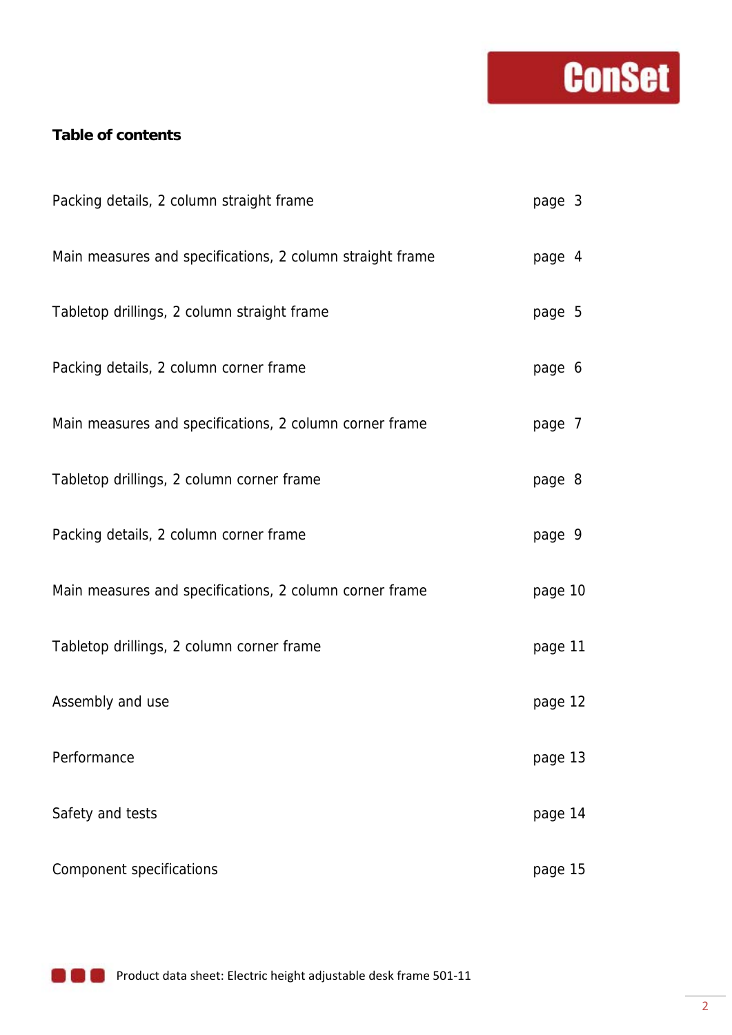**Table of contents**

| | |
|---|---|
| Packing details, 2 column straight frame | page 3 |
| Main measures and specifications, 2 column straight frame | page 4 |
| Tabletop drillings, 2 column straight frame | page 5 |
| Packing details, 2 column corner frame | page 6 |
| Main measures and specifications, 2 column corner frame | page 7 |
| Tabletop drillings, 2 column corner frame | page 8 |
| Packing details, 2 column corner frame | page 9 |
| Main measures and specifications, 2 column corner frame | page 10 |
| Tabletop drillings, 2 column corner frame | page 11 |
| Assembly and use | page 12 |
| Performance | page 13 |
| Safety and tests | page 14 |
| Component specifications | page 15 |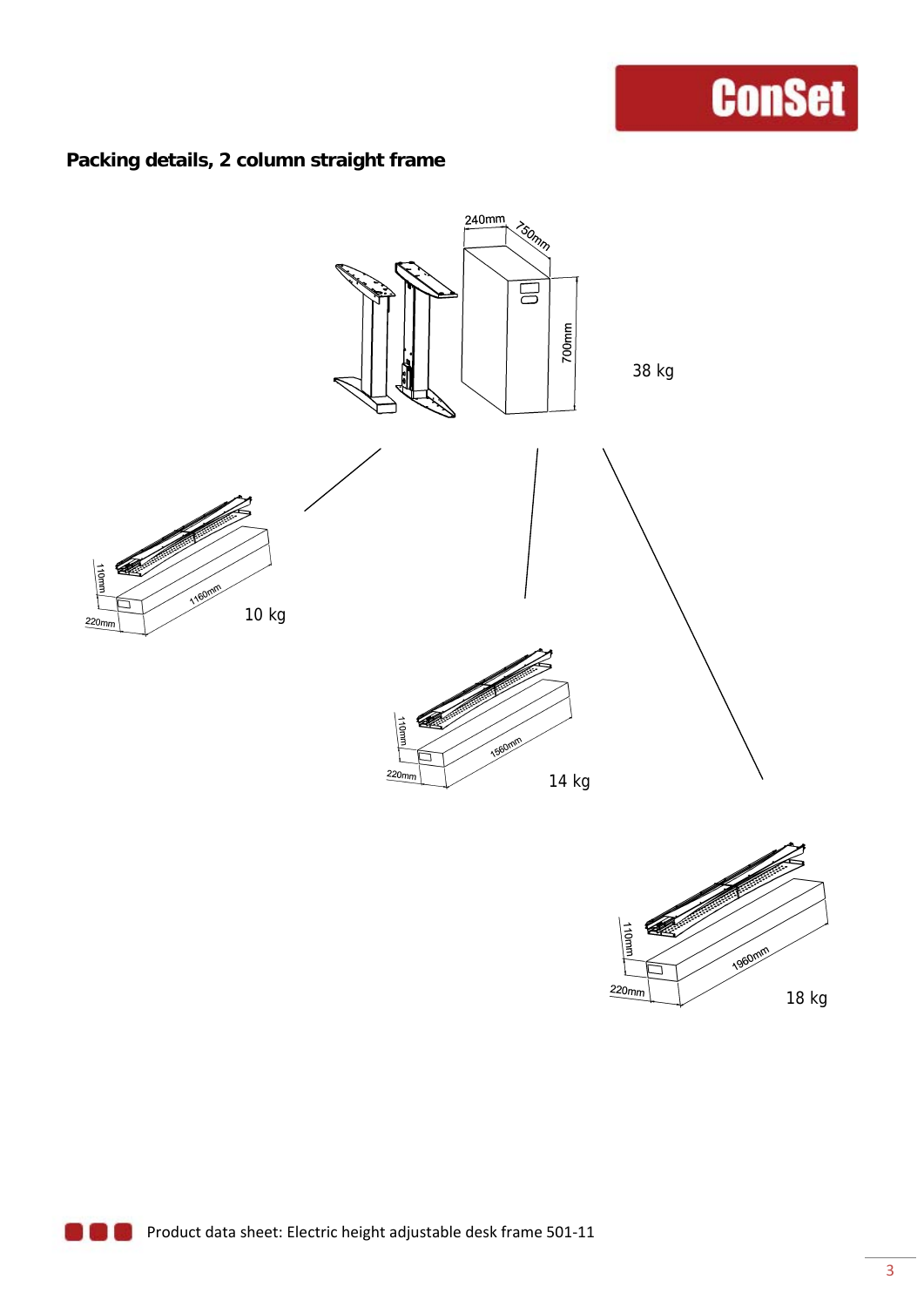## Packing details, 2 column straight frame

240mm
750mm
700mm
38 kg

110mm
220mm
1160mm
10 kg

110mm
220mm
1560mm
14 kg

110mm
220mm
1960mm
18 kg

Product data sheet: Electric height adjustable desk frame 501-11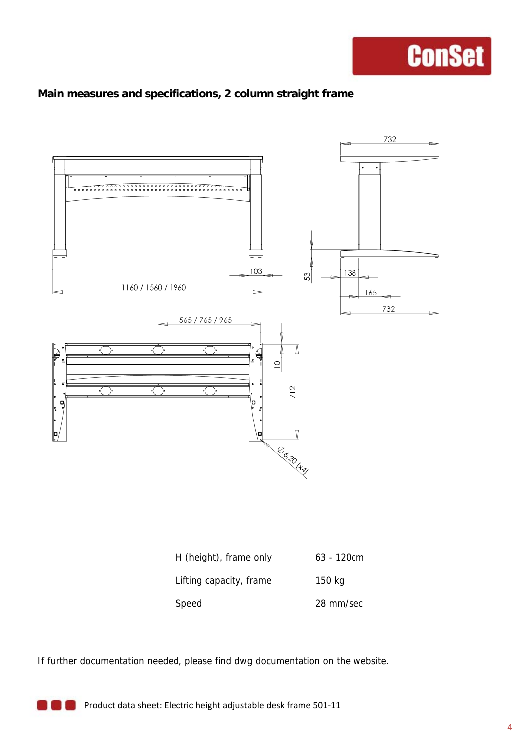## Main measures and specifications, 2 column straight frame

732

103

1160 / 1560 / 1960

53

138

165

732

565 / 765 / 965

10

712

∅ 6.20 (x4)

| | |
|---|---|
| H (height), frame only | 63 - 120cm |
| Lifting capacity, frame | 150 kg |
| Speed | 28 mm/sec |

If further documentation needed, please find dwg documentation on the website.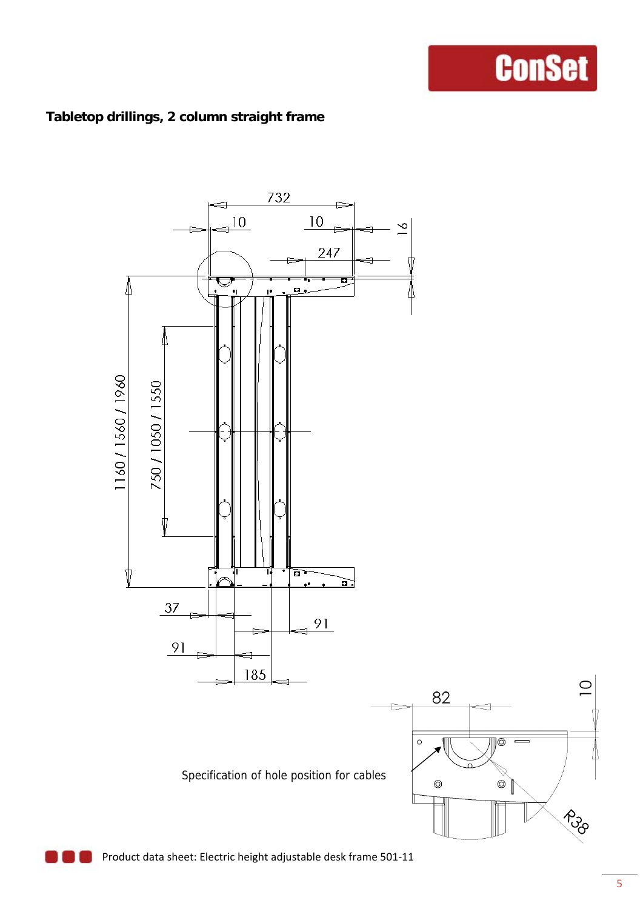## Tabletop drillings, 2 column straight frame

732

10

10

16

247

1160 / 1560 / 1960

750 / 1050 / 1550

37

91

91

185

82

10

R38

Specification of hole position for cables

Product data sheet: Electric height adjustable desk frame 501-11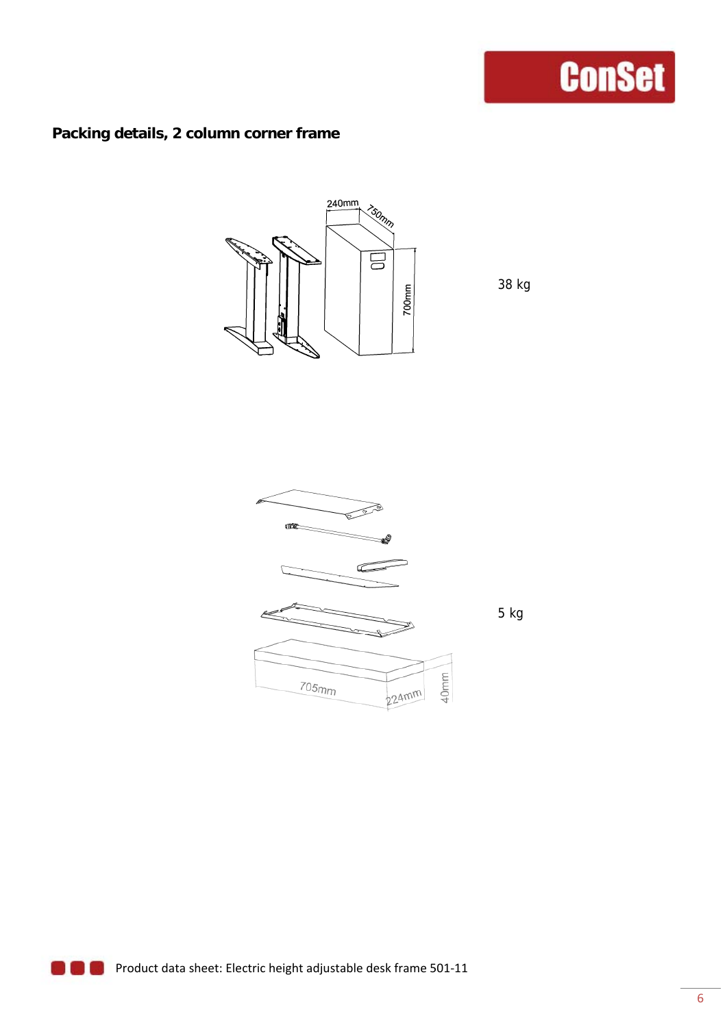## Packing details, 2 column corner frame

240mm 750mm

700mm

38 kg

705mm 224mm 40mm

5 kg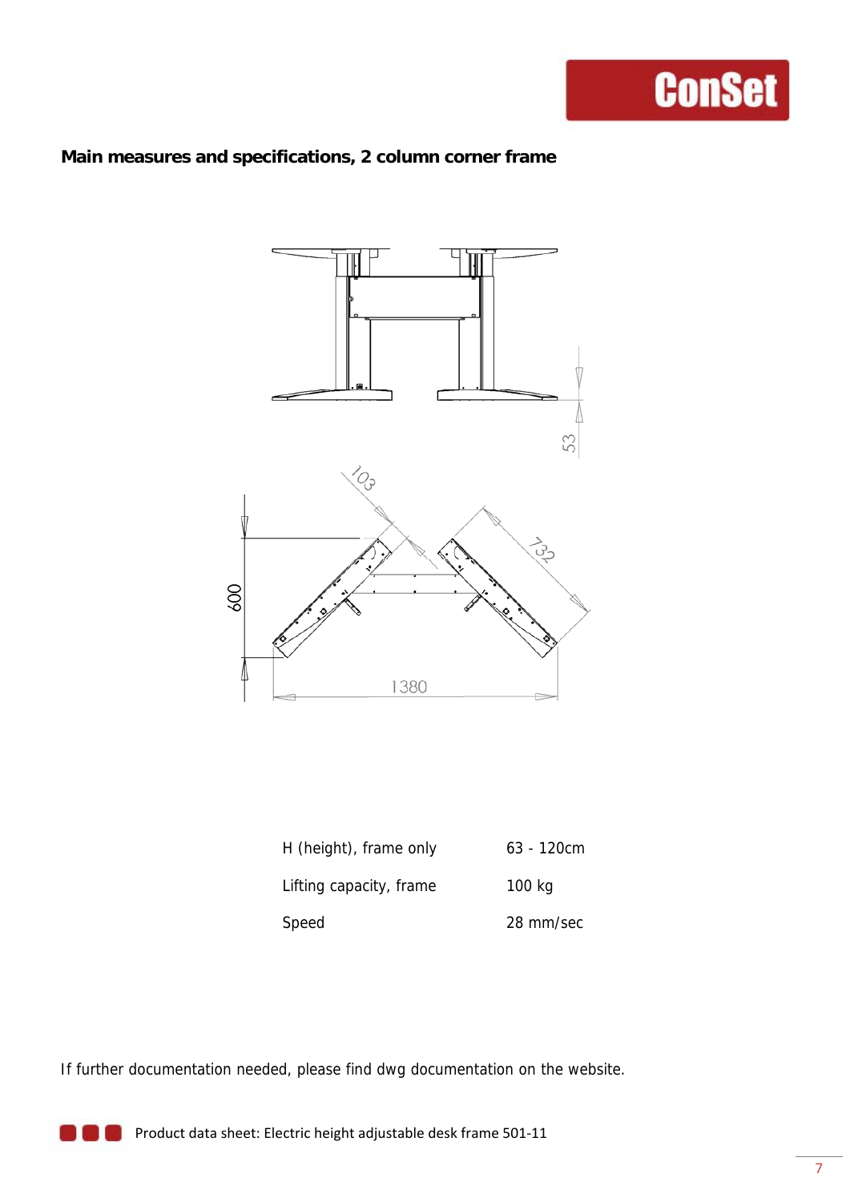**Main measures and specifications, 2 column corner frame**

53

103

732

600

1380

| | |
|---|---|
| H (height), frame only | 63 - 120cm |
| Lifting capacity, frame | 100 kg |
| Speed | 28 mm/sec |

If further documentation needed, please find dwg documentation on the website.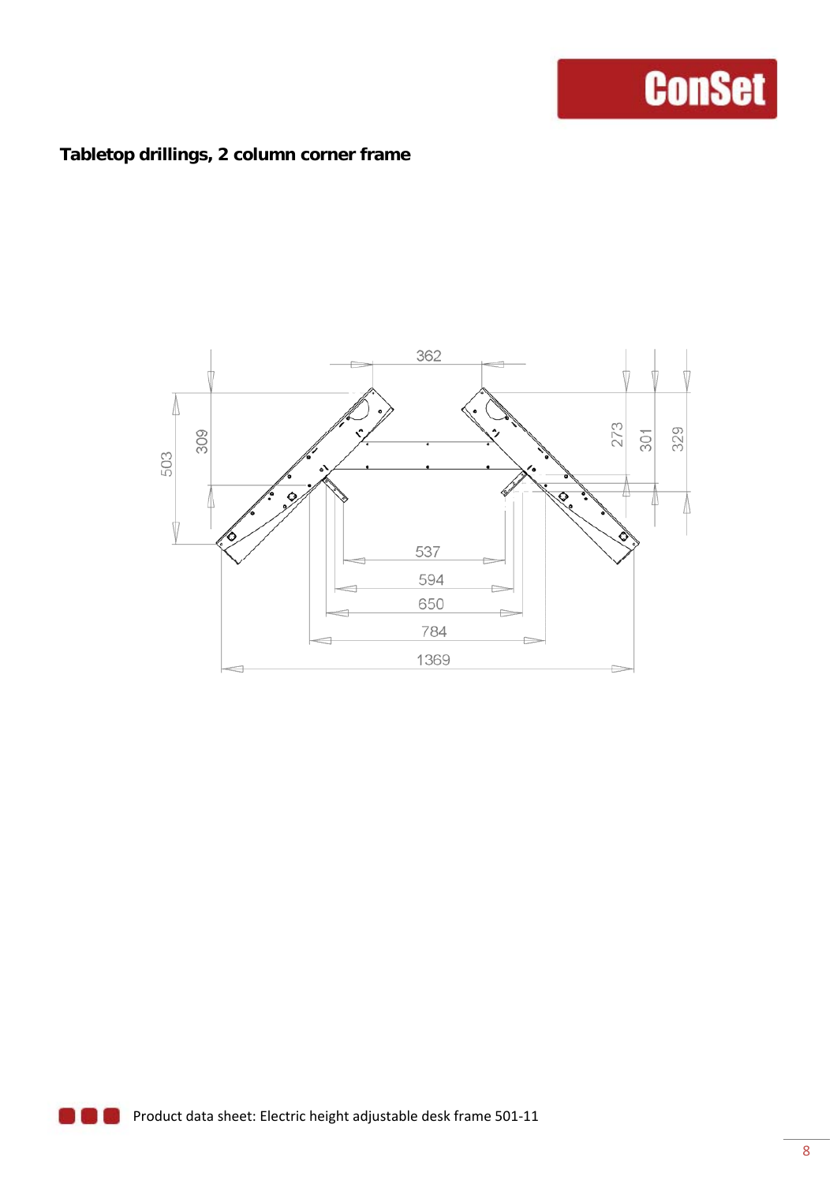**Tabletop drillings, 2 column corner frame**

362

503

309

273

301

329

537

594

650

784

1369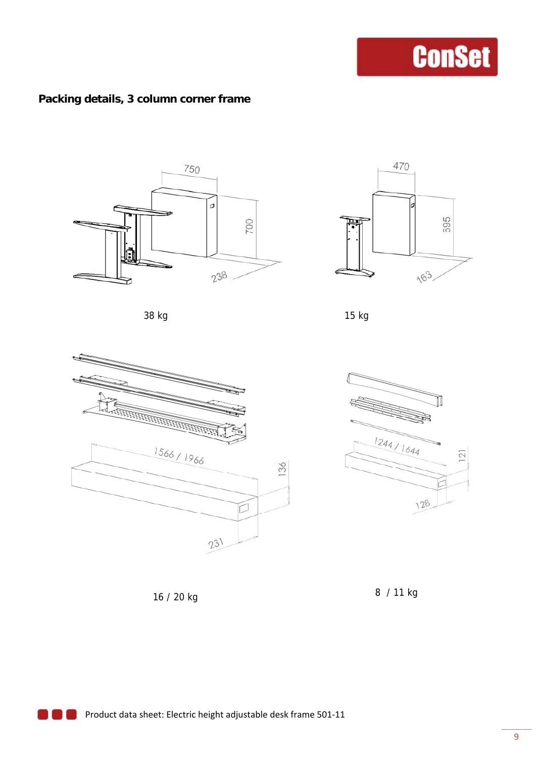# Packing details, 3 column corner frame

750

700

238

38 kg

470

595

163

15 kg

1566 / 1966

136

231

16 / 20 kg

1244 / 1644

121

128

8 / 11 kg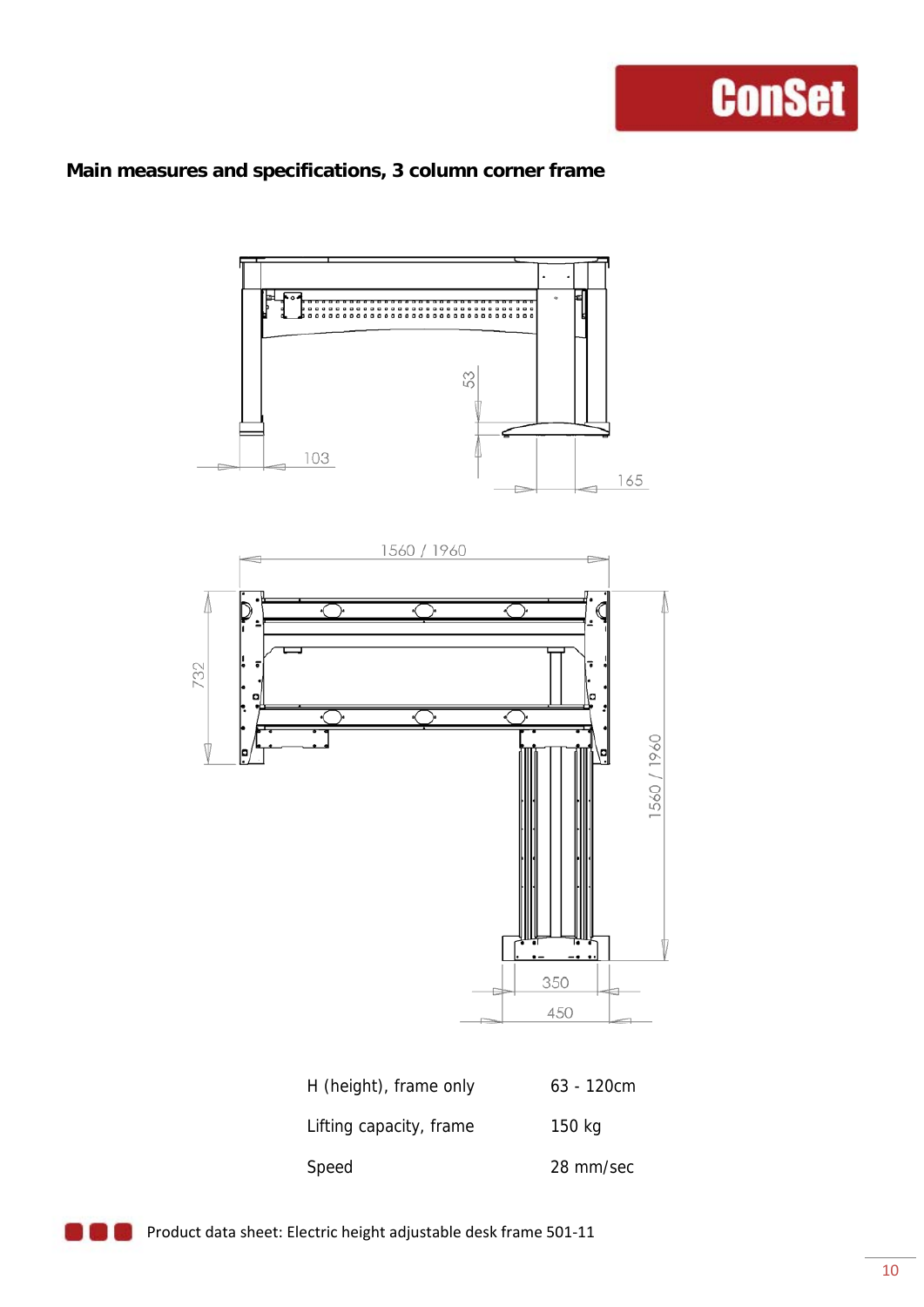ConSet

## Main measures and specifications, 3 column corner frame

53

103

165

1560 / 1960

732

1560 / 1960

350

450

| | |
|---|---|
| H (height), frame only | 63 - 120cm |
| Lifting capacity, frame | 150 kg |
| Speed | 28 mm/sec |

Product data sheet: Electric height adjustable desk frame 501-11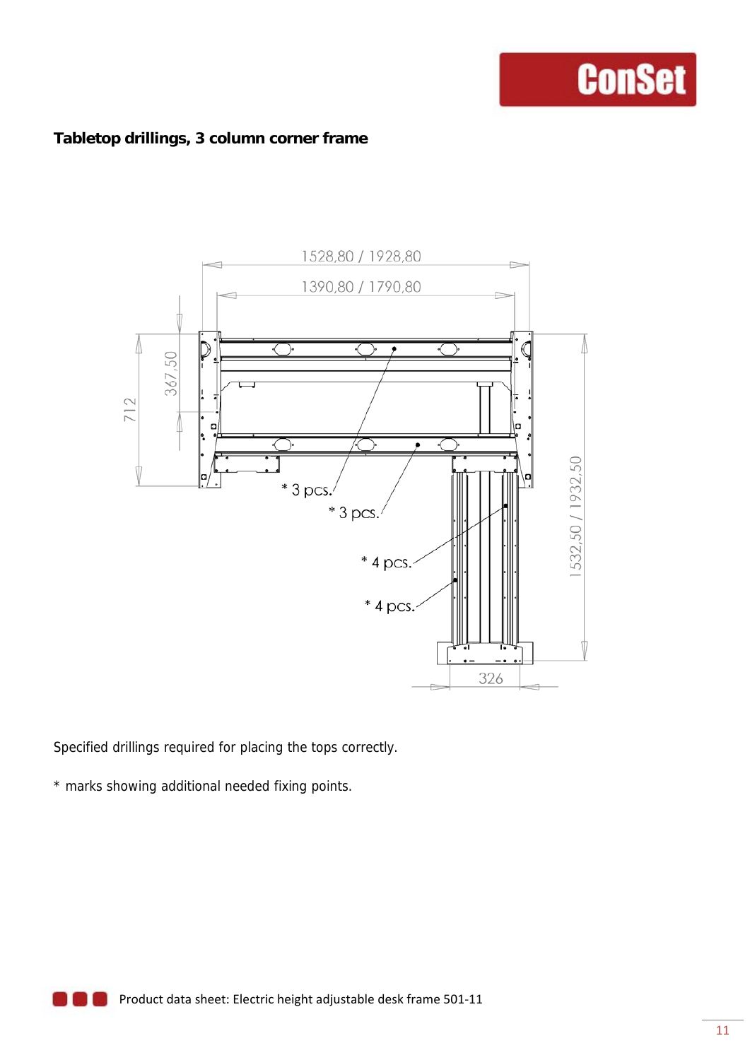## Tabletop drillings, 3 column corner frame

1528,80 / 1928,80

1390,80 / 1790,80

712

367,50

1532,50 / 1932,50

326

* 3 pcs.

* 3 pcs.

* 4 pcs.

* 4 pcs.

Specified drillings required for placing the tops correctly.

* marks showing additional needed fixing points.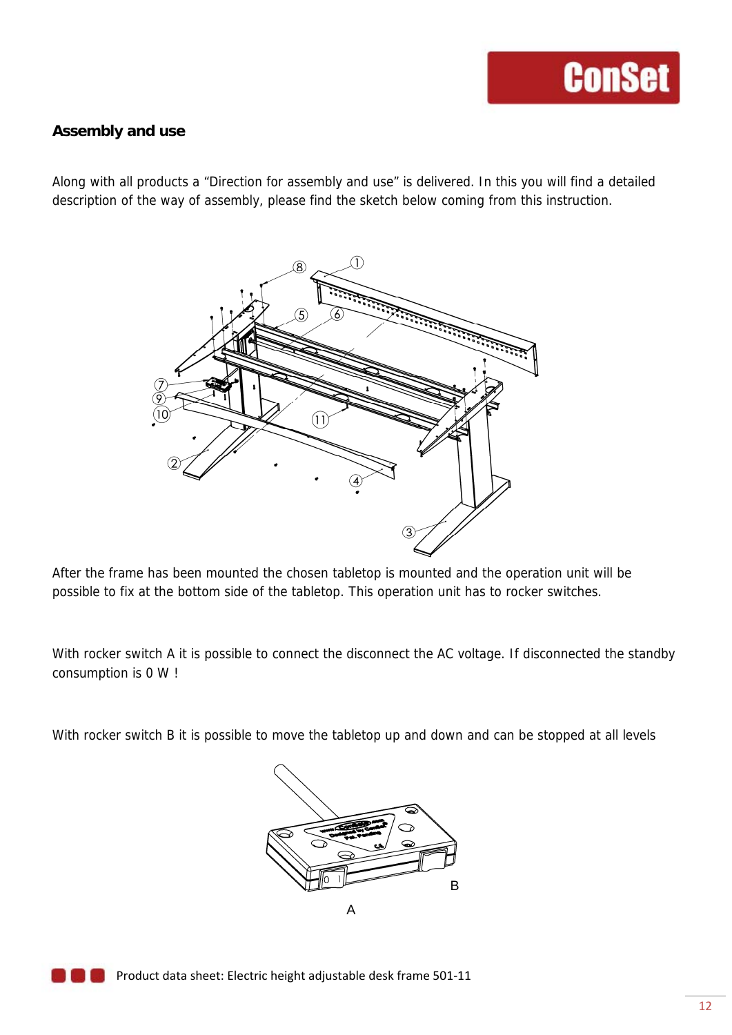## Assembly and use

Along with all products a "Direction for assembly and use" is delivered. In this you will find a detailed description of the way of assembly, please find the sketch below coming from this instruction.

After the frame has been mounted the chosen tabletop is mounted and the operation unit will be possible to fix at the bottom side of the tabletop. This operation unit has to rocker switches.

With rocker switch A it is possible to connect the disconnect the AC voltage. If disconnected the standby consumption is 0 W !

With rocker switch B it is possible to move the tabletop up and down and can be stopped at all levels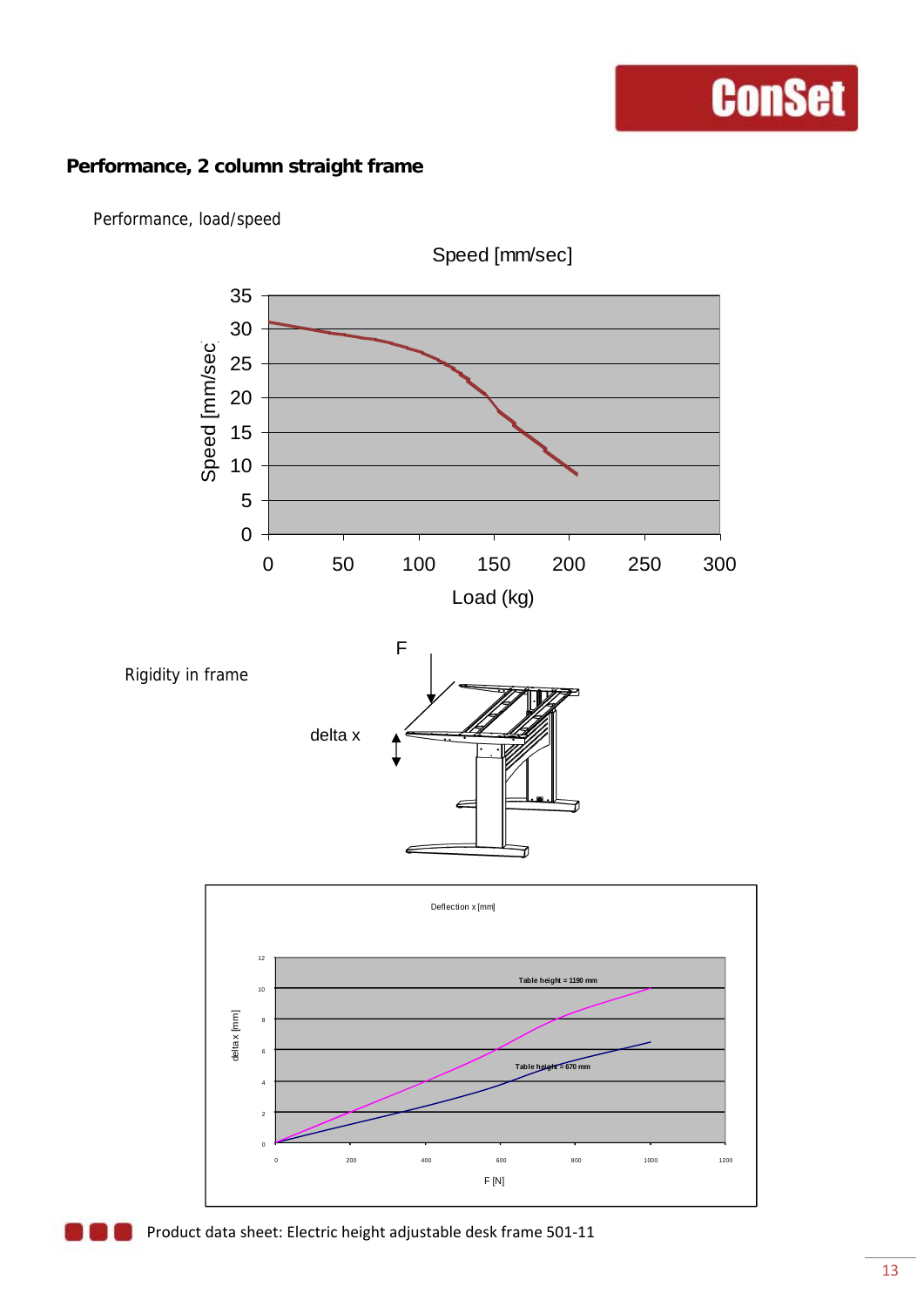## Performance, 2 column straight frame

Performance, load/speed

Speed [mm/sec]

Speed [mm/sec]

35
30
25
20
15
10
5
0

0 50 100 150 200 250 300

Load (kg)

Rigidity in frame

F

delta x

Deflection x [mm]

delta x [mm]

12
10
8
6
4
2
0

0 200 400 600 800 1000 1200

F [N]

Table height = 1190 mm

Table height = 670 mm

Product data sheet: Electric height adjustable desk frame 501-11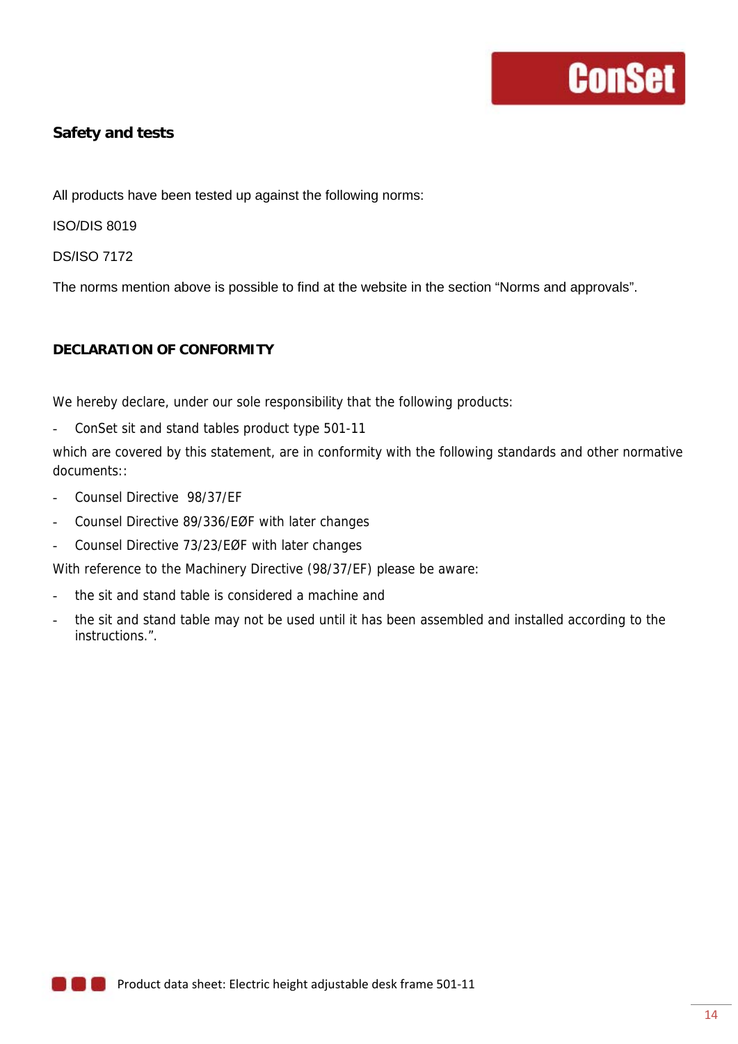## Safety and tests

All products have been tested up against the following norms:

ISO/DIS 8019

DS/ISO 7172

The norms mention above is possible to find at the website in the section "Norms and approvals".

### DECLARATION OF CONFORMITY

We hereby declare, under our sole responsibility that the following products:

- ConSet sit and stand tables product type 501-11

which are covered by this statement, are in conformity with the following standards and other normative documents::

- Counsel Directive  98/37/EF
- Counsel Directive 89/336/EØF with later changes
- Counsel Directive 73/23/EØF with later changes

With reference to the Machinery Directive (98/37/EF) please be aware:

- the sit and stand table is considered a machine and
- the sit and stand table may not be used until it has been assembled and installed according to the instructions.".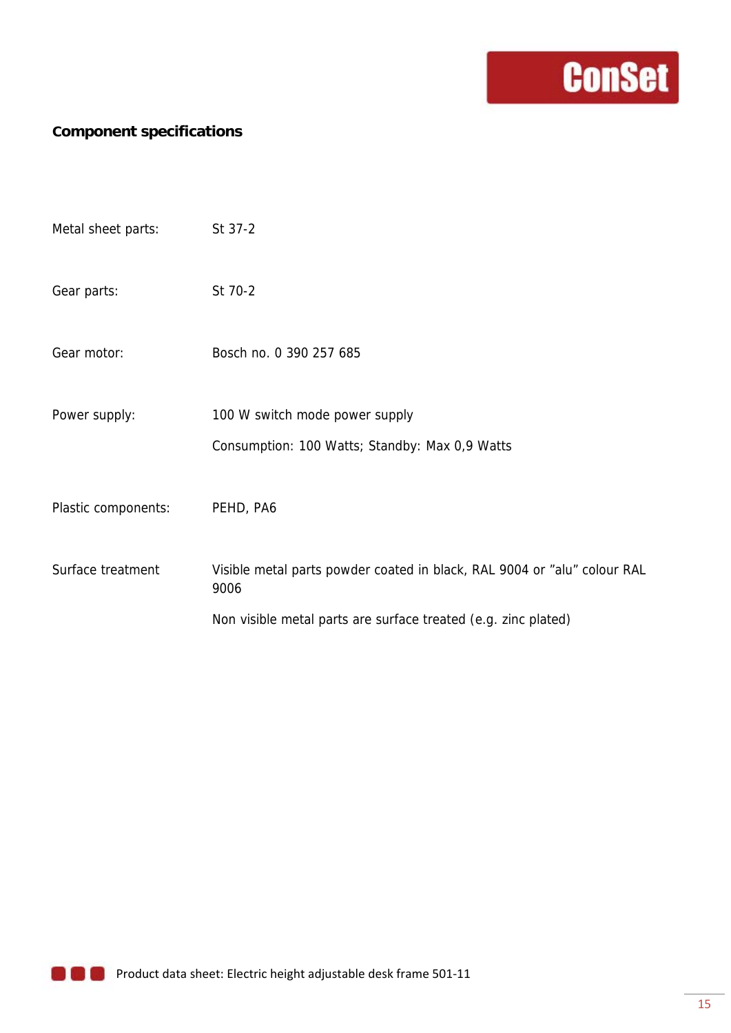## Component specifications

| | |
|---|---|
| Metal sheet parts: | St 37-2 |
| Gear parts: | St 70-2 |
| Gear motor: | Bosch no. 0 390 257 685 |
| Power supply: | 100 W switch mode power supply<br>Consumption: 100 Watts; Standby: Max 0,9 Watts |
| Plastic components: | PEHD, PA6 |
| Surface treatment | Visible metal parts powder coated in black, RAL 9004 or ”alu” colour RAL 9006<br>Non visible metal parts are surface treated (e.g. zinc plated) |